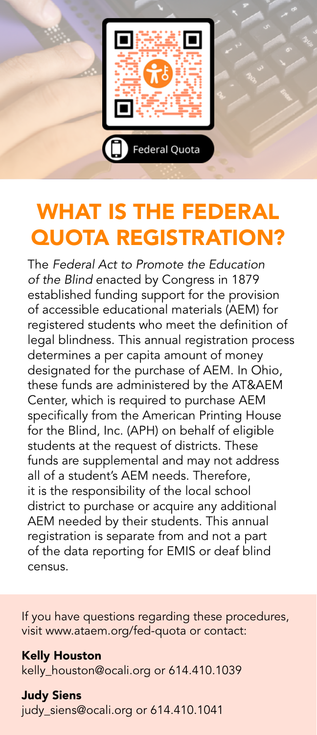Federal Quota

# WHAT IS THE FEDERAL QUOTA REGISTRATION?

The *Federal Act to Promote the Education of the Blind* enacted by Congress in 1879 established funding support for the provision of accessible educational materials (AEM) for registered students who meet the definition of legal blindness. This annual registration process determines a per capita amount of money designated for the purchase of AEM. In Ohio, these funds are administered by the AT&AEM Center, which is required to purchase AEM specifically from the American Printing House for the Blind, Inc. (APH) on behalf of eligible students at the request of districts. These funds are supplemental and may not address all of a student's AEM needs. Therefore, it is the responsibility of the local school district to purchase or acquire any additional AEM needed by their students. This annual registration is separate from and not a part of the data reporting for EMIS or deaf blind census.

If you have questions regarding these procedures, visit www.ataem.org/fed-quota or contact:

**Kelly Houston**
kelly_houston@ocali.org or 614.410.1039

**Judy Siens**
judy_siens@ocali.org or 614.410.1041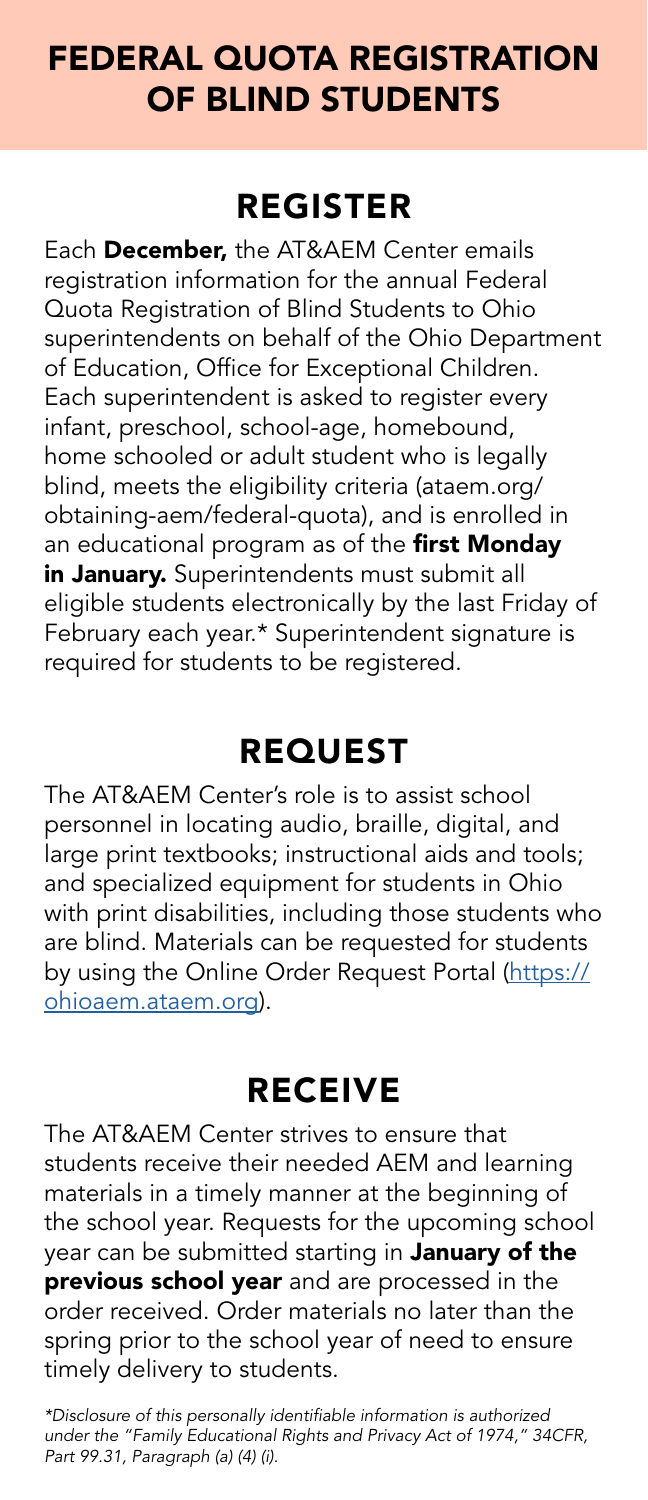# FEDERAL QUOTA REGISTRATION OF BLIND STUDENTS

## REGISTER

Each **December,** the AT&AEM Center emails registration information for the annual Federal Quota Registration of Blind Students to Ohio superintendents on behalf of the Ohio Department of Education, Office for Exceptional Children. Each superintendent is asked to register every infant, preschool, school-age, homebound, home schooled or adult student who is legally blind, meets the eligibility criteria (ataem.org/obtaining-aem/federal-quota), and is enrolled in an educational program as of the **first Monday in January.** Superintendents must submit all eligible students electronically by the last Friday of February each year.* Superintendent signature is required for students to be registered.

## REQUEST

The AT&AEM Center's role is to assist school personnel in locating audio, braille, digital, and large print textbooks; instructional aids and tools; and specialized equipment for students in Ohio with print disabilities, including those students who are blind. Materials can be requested for students by using the Online Order Request Portal (https://ohioaem.ataem.org).

## RECEIVE

The AT&AEM Center strives to ensure that students receive their needed AEM and learning materials in a timely manner at the beginning of the school year. Requests for the upcoming school year can be submitted starting in **January of the previous school year** and are processed in the order received. Order materials no later than the spring prior to the school year of need to ensure timely delivery to students.

*\*Disclosure of this personally identifiable information is authorized under the "Family Educational Rights and Privacy Act of 1974," 34CFR, Part 99.31, Paragraph (a) (4) (i).*